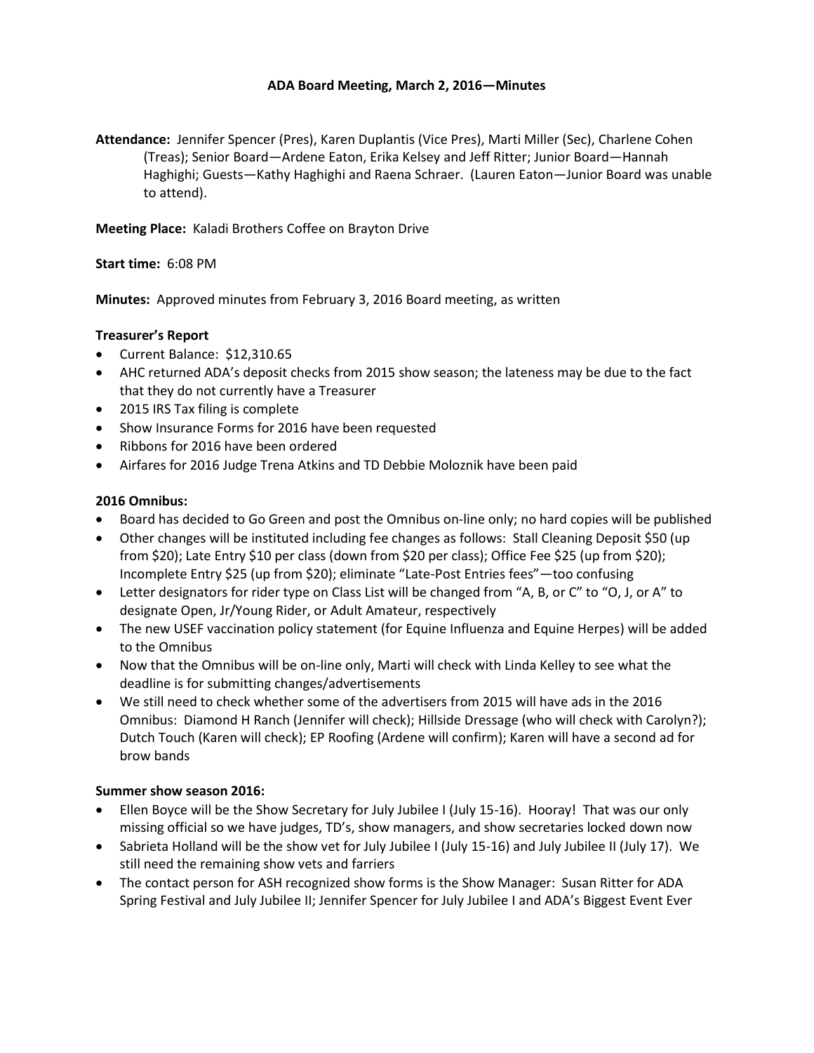# ADA Board Meeting, March 2, 2016—Minutes

**Attendance:** Jennifer Spencer (Pres), Karen Duplantis (Vice Pres), Marti Miller (Sec), Charlene Cohen (Treas); Senior Board—Ardene Eaton, Erika Kelsey and Jeff Ritter; Junior Board—Hannah Haghighi; Guests—Kathy Haghighi and Raena Schraer. (Lauren Eaton—Junior Board was unable to attend).

**Meeting Place:** Kaladi Brothers Coffee on Brayton Drive

**Start time:** 6:08 PM

**Minutes:** Approved minutes from February 3, 2016 Board meeting, as written

### Treasurer's Report

- Current Balance: $12,310.65
- AHC returned ADA's deposit checks from 2015 show season; the lateness may be due to the fact that they do not currently have a Treasurer
- 2015 IRS Tax filing is complete
- Show Insurance Forms for 2016 have been requested
- Ribbons for 2016 have been ordered
- Airfares for 2016 Judge Trena Atkins and TD Debbie Moloznik have been paid

### 2016 Omnibus:

- Board has decided to Go Green and post the Omnibus on-line only; no hard copies will be published
- Other changes will be instituted including fee changes as follows: Stall Cleaning Deposit $50 (up from $20); Late Entry $10 per class (down from $20 per class); Office Fee $25 (up from $20); Incomplete Entry $25 (up from $20); eliminate "Late-Post Entries fees"—too confusing
- Letter designators for rider type on Class List will be changed from "A, B, or C" to "O, J, or A" to designate Open, Jr/Young Rider, or Adult Amateur, respectively
- The new USEF vaccination policy statement (for Equine Influenza and Equine Herpes) will be added to the Omnibus
- Now that the Omnibus will be on-line only, Marti will check with Linda Kelley to see what the deadline is for submitting changes/advertisements
- We still need to check whether some of the advertisers from 2015 will have ads in the 2016 Omnibus: Diamond H Ranch (Jennifer will check); Hillside Dressage (who will check with Carolyn?); Dutch Touch (Karen will check); EP Roofing (Ardene will confirm); Karen will have a second ad for brow bands

### Summer show season 2016:

- Ellen Boyce will be the Show Secretary for July Jubilee I (July 15-16). Hooray! That was our only missing official so we have judges, TD's, show managers, and show secretaries locked down now
- Sabrieta Holland will be the show vet for July Jubilee I (July 15-16) and July Jubilee II (July 17). We still need the remaining show vets and farriers
- The contact person for ASH recognized show forms is the Show Manager: Susan Ritter for ADA Spring Festival and July Jubilee II; Jennifer Spencer for July Jubilee I and ADA's Biggest Event Ever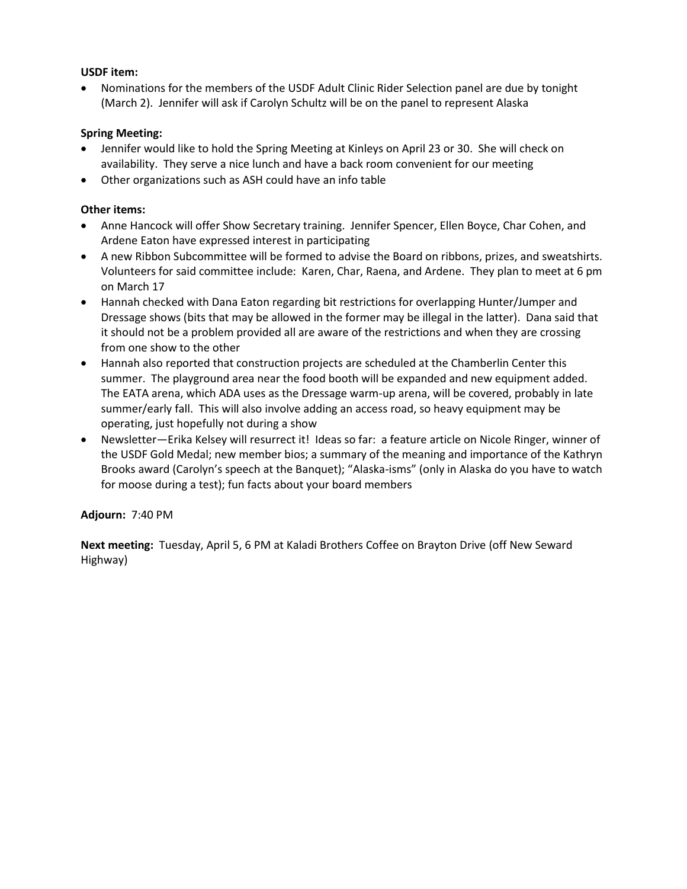**USDF item:**

- Nominations for the members of the USDF Adult Clinic Rider Selection panel are due by tonight (March 2). Jennifer will ask if Carolyn Schultz will be on the panel to represent Alaska

**Spring Meeting:**

- Jennifer would like to hold the Spring Meeting at Kinleys on April 23 or 30. She will check on availability. They serve a nice lunch and have a back room convenient for our meeting
- Other organizations such as ASH could have an info table

**Other items:**

- Anne Hancock will offer Show Secretary training. Jennifer Spencer, Ellen Boyce, Char Cohen, and Ardene Eaton have expressed interest in participating
- A new Ribbon Subcommittee will be formed to advise the Board on ribbons, prizes, and sweatshirts. Volunteers for said committee include: Karen, Char, Raena, and Ardene. They plan to meet at 6 pm on March 17
- Hannah checked with Dana Eaton regarding bit restrictions for overlapping Hunter/Jumper and Dressage shows (bits that may be allowed in the former may be illegal in the latter). Dana said that it should not be a problem provided all are aware of the restrictions and when they are crossing from one show to the other
- Hannah also reported that construction projects are scheduled at the Chamberlin Center this summer. The playground area near the food booth will be expanded and new equipment added. The EATA arena, which ADA uses as the Dressage warm-up arena, will be covered, probably in late summer/early fall. This will also involve adding an access road, so heavy equipment may be operating, just hopefully not during a show
- Newsletter—Erika Kelsey will resurrect it! Ideas so far: a feature article on Nicole Ringer, winner of the USDF Gold Medal; new member bios; a summary of the meaning and importance of the Kathryn Brooks award (Carolyn's speech at the Banquet); "Alaska-isms" (only in Alaska do you have to watch for moose during a test); fun facts about your board members

**Adjourn:** 7:40 PM

**Next meeting:** Tuesday, April 5, 6 PM at Kaladi Brothers Coffee on Brayton Drive (off New Seward Highway)